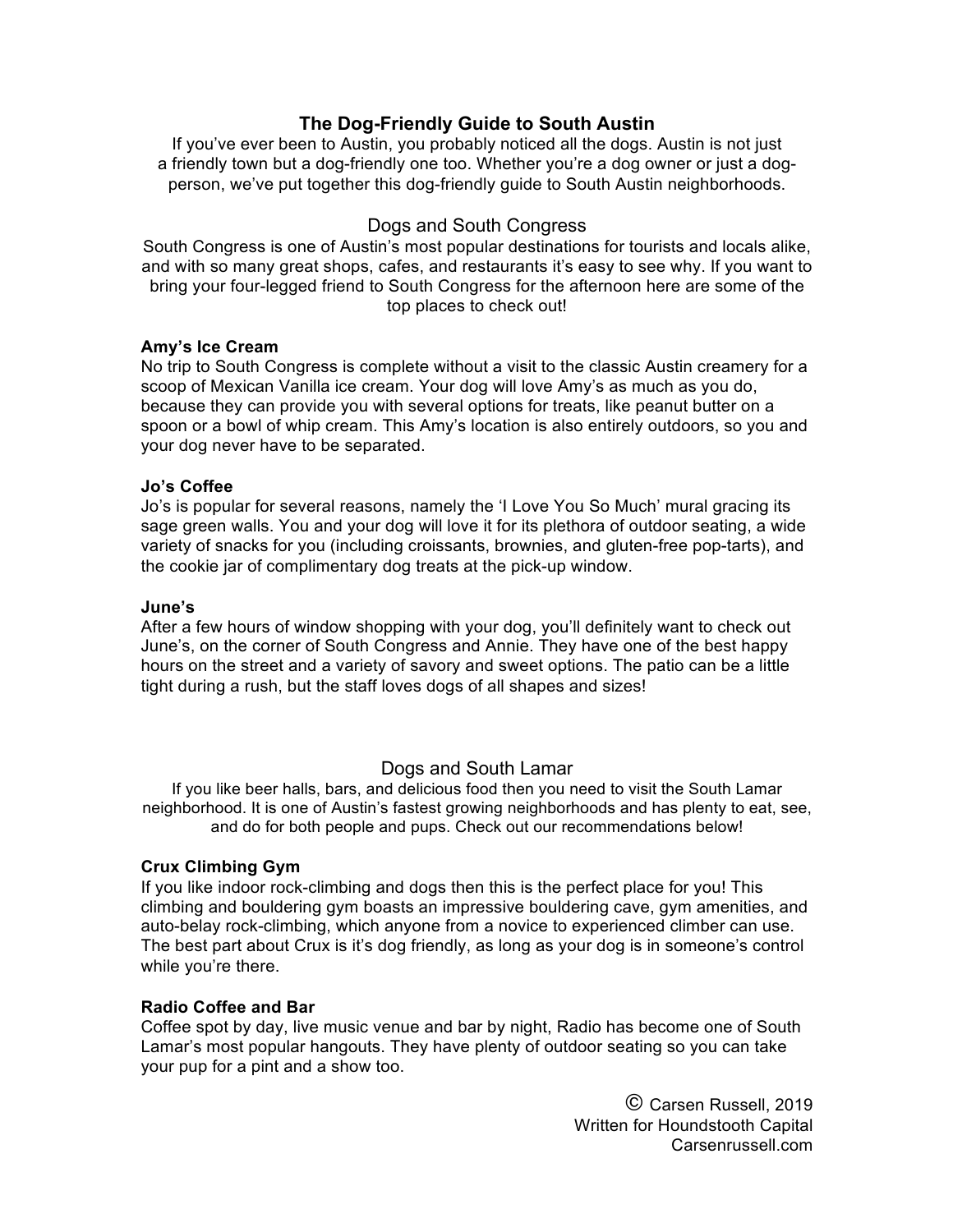# The Dog-Friendly Guide to South Austin

If you've ever been to Austin, you probably noticed all the dogs. Austin is not just a friendly town but a dog-friendly one too. Whether you're a dog owner or just a dog-person, we've put together this dog-friendly guide to South Austin neighborhoods.

## Dogs and South Congress

South Congress is one of Austin's most popular destinations for tourists and locals alike, and with so many great shops, cafes, and restaurants it's easy to see why. If you want to bring your four-legged friend to South Congress for the afternoon here are some of the top places to check out!

**Amy's Ice Cream**

No trip to South Congress is complete without a visit to the classic Austin creamery for a scoop of Mexican Vanilla ice cream. Your dog will love Amy's as much as you do, because they can provide you with several options for treats, like peanut butter on a spoon or a bowl of whip cream. This Amy's location is also entirely outdoors, so you and your dog never have to be separated.

**Jo's Coffee**

Jo's is popular for several reasons, namely the 'I Love You So Much' mural gracing its sage green walls. You and your dog will love it for its plethora of outdoor seating, a wide variety of snacks for you (including croissants, brownies, and gluten-free pop-tarts), and the cookie jar of complimentary dog treats at the pick-up window.

**June's**

After a few hours of window shopping with your dog, you'll definitely want to check out June's, on the corner of South Congress and Annie. They have one of the best happy hours on the street and a variety of savory and sweet options. The patio can be a little tight during a rush, but the staff loves dogs of all shapes and sizes!

## Dogs and South Lamar

If you like beer halls, bars, and delicious food then you need to visit the South Lamar neighborhood. It is one of Austin's fastest growing neighborhoods and has plenty to eat, see, and do for both people and pups. Check out our recommendations below!

**Crux Climbing Gym**

If you like indoor rock-climbing and dogs then this is the perfect place for you! This climbing and bouldering gym boasts an impressive bouldering cave, gym amenities, and auto-belay rock-climbing, which anyone from a novice to experienced climber can use. The best part about Crux is it's dog friendly, as long as your dog is in someone's control while you're there.

**Radio Coffee and Bar**

Coffee spot by day, live music venue and bar by night, Radio has become one of South Lamar's most popular hangouts. They have plenty of outdoor seating so you can take your pup for a pint and a show too.

© Carsen Russell, 2019
Written for Houndstooth Capital
Carsenrussell.com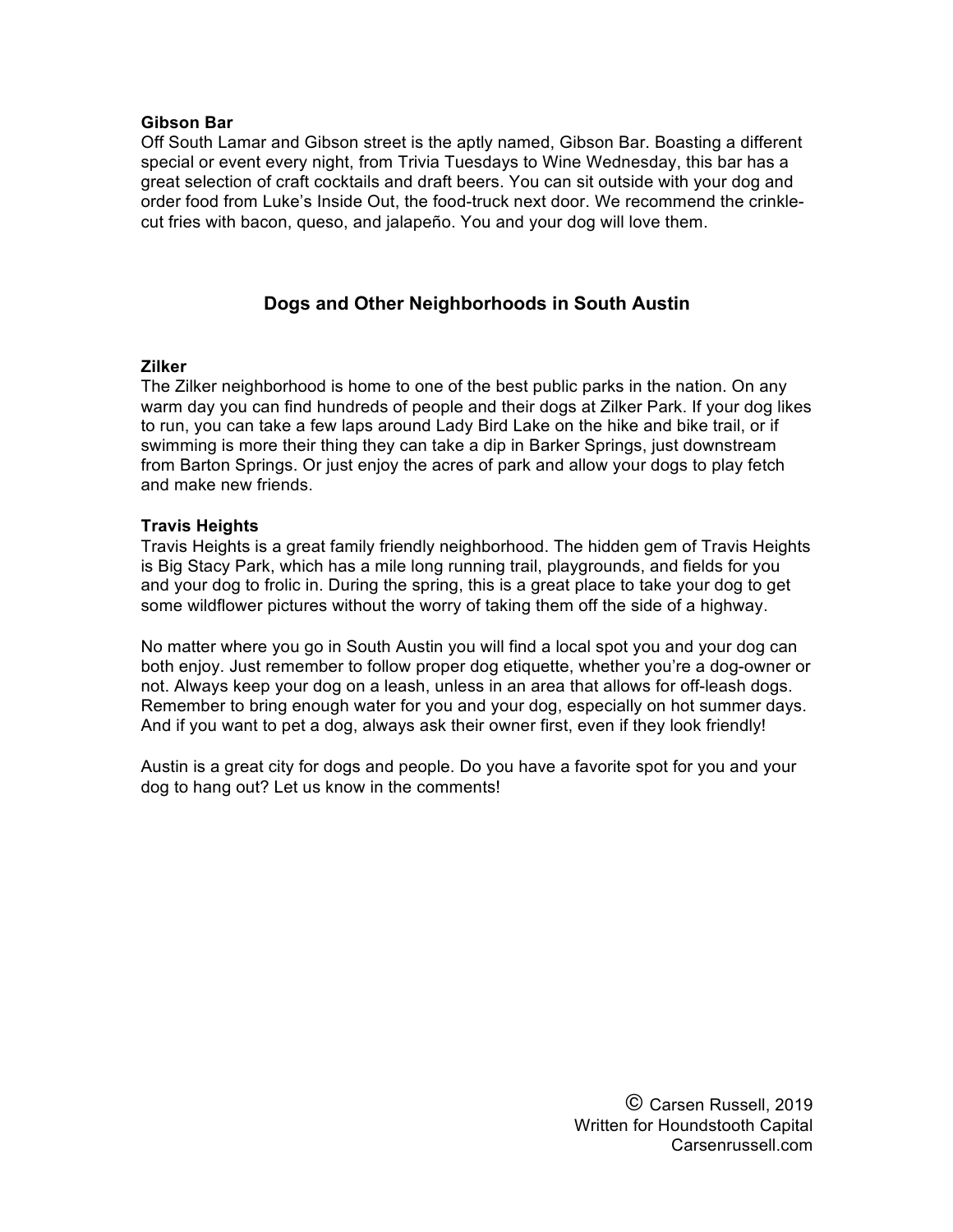**Gibson Bar**

Off South Lamar and Gibson street is the aptly named, Gibson Bar. Boasting a different special or event every night, from Trivia Tuesdays to Wine Wednesday, this bar has a great selection of craft cocktails and draft beers. You can sit outside with your dog and order food from Luke's Inside Out, the food-truck next door. We recommend the crinkle-cut fries with bacon, queso, and jalapeño. You and your dog will love them.

## Dogs and Other Neighborhoods in South Austin

**Zilker**

The Zilker neighborhood is home to one of the best public parks in the nation. On any warm day you can find hundreds of people and their dogs at Zilker Park. If your dog likes to run, you can take a few laps around Lady Bird Lake on the hike and bike trail, or if swimming is more their thing they can take a dip in Barker Springs, just downstream from Barton Springs. Or just enjoy the acres of park and allow your dogs to play fetch and make new friends.

**Travis Heights**

Travis Heights is a great family friendly neighborhood. The hidden gem of Travis Heights is Big Stacy Park, which has a mile long running trail, playgrounds, and fields for you and your dog to frolic in. During the spring, this is a great place to take your dog to get some wildflower pictures without the worry of taking them off the side of a highway.

No matter where you go in South Austin you will find a local spot you and your dog can both enjoy. Just remember to follow proper dog etiquette, whether you're a dog-owner or not. Always keep your dog on a leash, unless in an area that allows for off-leash dogs. Remember to bring enough water for you and your dog, especially on hot summer days. And if you want to pet a dog, always ask their owner first, even if they look friendly!

Austin is a great city for dogs and people. Do you have a favorite spot for you and your dog to hang out? Let us know in the comments!

© Carsen Russell, 2019
Written for Houndstooth Capital
Carsenrussell.com